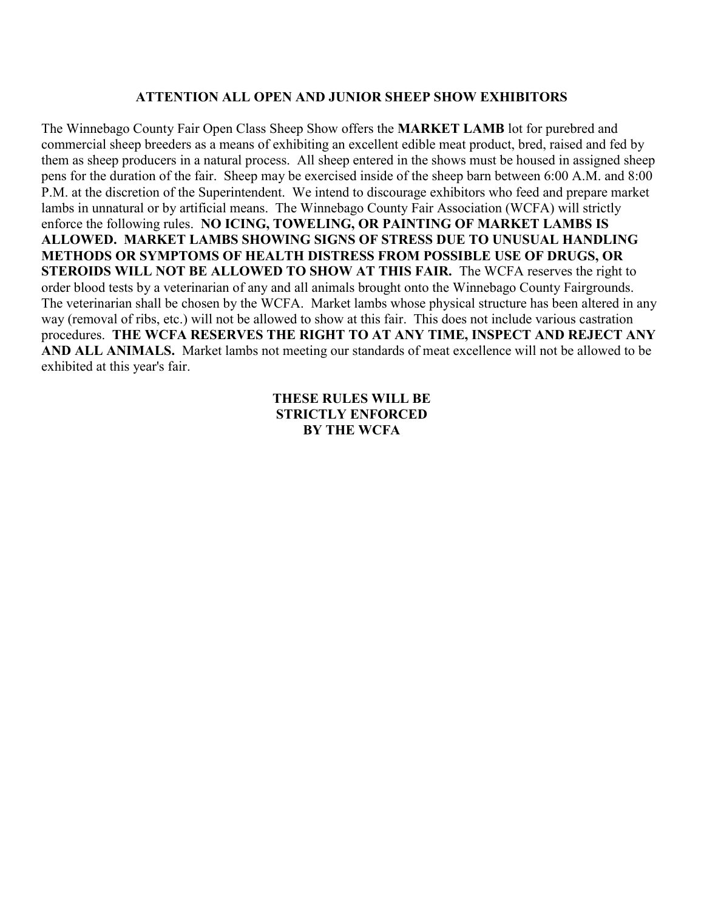## ATTENTION ALL OPEN AND JUNIOR SHEEP SHOW EXHIBITORS

The Winnebago County Fair Open Class Sheep Show offers the **MARKET LAMB** lot for purebred and commercial sheep breeders as a means of exhibiting an excellent edible meat product, bred, raised and fed by them as sheep producers in a natural process. All sheep entered in the shows must be housed in assigned sheep pens for the duration of the fair. Sheep may be exercised inside of the sheep barn between 6:00 A.M. and 8:00 P.M. at the discretion of the Superintendent. We intend to discourage exhibitors who feed and prepare market lambs in unnatural or by artificial means. The Winnebago County Fair Association (WCFA) will strictly enforce the following rules. **NO ICING, TOWELING, OR PAINTING OF MARKET LAMBS IS ALLOWED. MARKET LAMBS SHOWING SIGNS OF STRESS DUE TO UNUSUAL HANDLING METHODS OR SYMPTOMS OF HEALTH DISTRESS FROM POSSIBLE USE OF DRUGS, OR STEROIDS WILL NOT BE ALLOWED TO SHOW AT THIS FAIR.** The WCFA reserves the right to order blood tests by a veterinarian of any and all animals brought onto the Winnebago County Fairgrounds. The veterinarian shall be chosen by the WCFA. Market lambs whose physical structure has been altered in any way (removal of ribs, etc.) will not be allowed to show at this fair. This does not include various castration procedures. **THE WCFA RESERVES THE RIGHT TO AT ANY TIME, INSPECT AND REJECT ANY AND ALL ANIMALS.** Market lambs not meeting our standards of meat excellence will not be allowed to be exhibited at this year's fair.

**THESE RULES WILL BE STRICTLY ENFORCED BY THE WCFA**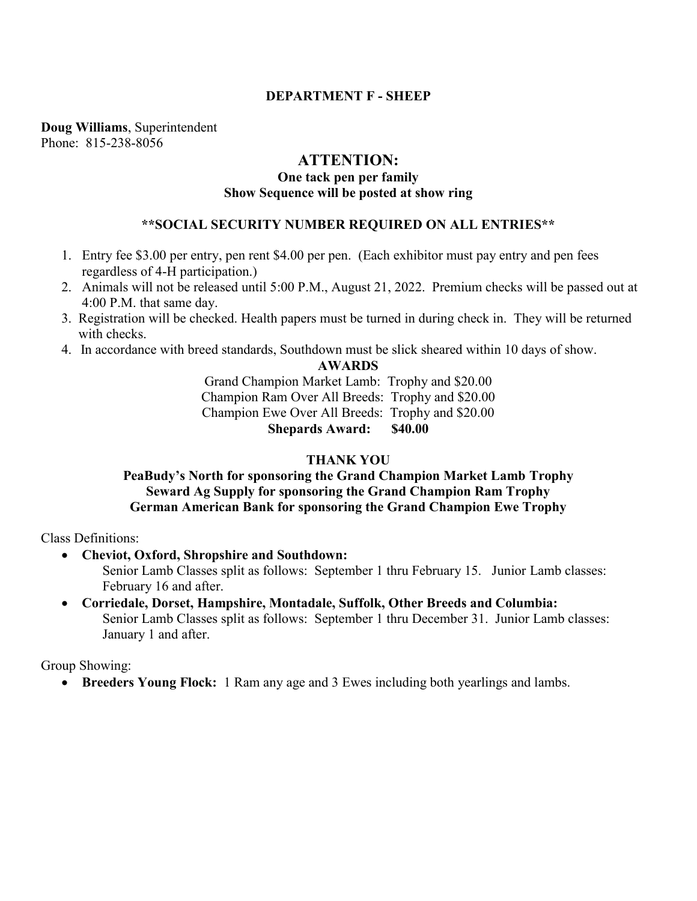# DEPARTMENT F - SHEEP

**Doug Williams**, Superintendent
Phone: 815-238-8056

## ATTENTION:

**One tack pen per family**
**Show Sequence will be posted at show ring**

**\*\*SOCIAL SECURITY NUMBER REQUIRED ON ALL ENTRIES\*\***

1. Entry fee $3.00 per entry, pen rent $4.00 per pen. (Each exhibitor must pay entry and pen fees regardless of 4-H participation.)
2. Animals will not be released until 5:00 P.M., August 21, 2022. Premium checks will be passed out at 4:00 P.M. that same day.
3. Registration will be checked. Health papers must be turned in during check in. They will be returned with checks.
4. In accordance with breed standards, Southdown must be slick sheared within 10 days of show.

**AWARDS**

Grand Champion Market Lamb: Trophy and $20.00
Champion Ram Over All Breeds: Trophy and $20.00
Champion Ewe Over All Breeds: Trophy and $20.00
**Shepards Award: $40.00**

**THANK YOU**

**PeaBudy's North for sponsoring the Grand Champion Market Lamb Trophy**
**Seward Ag Supply for sponsoring the Grand Champion Ram Trophy**
**German American Bank for sponsoring the Grand Champion Ewe Trophy**

Class Definitions:

- **Cheviot, Oxford, Shropshire and Southdown:**
  Senior Lamb Classes split as follows: September 1 thru February 15. Junior Lamb classes: February 16 and after.
- **Corriedale, Dorset, Hampshire, Montadale, Suffolk, Other Breeds and Columbia:**
  Senior Lamb Classes split as follows: September 1 thru December 31. Junior Lamb classes: January 1 and after.

Group Showing:

- **Breeders Young Flock:** 1 Ram any age and 3 Ewes including both yearlings and lambs.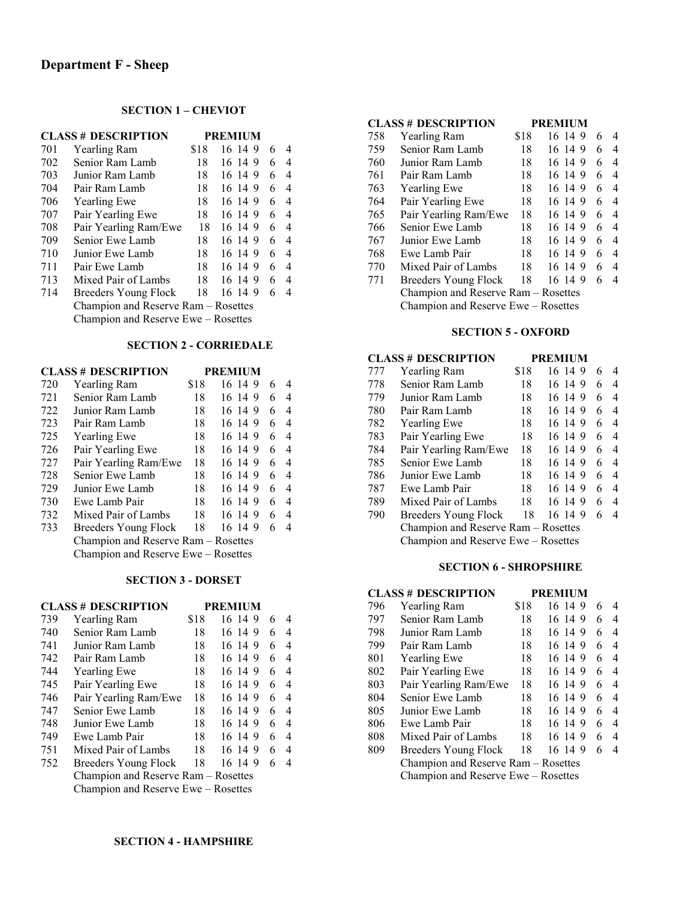## Department F - Sheep

### SECTION 1 – CHEVIOT

| CLASS # | DESCRIPTION | PREMIUM | | | | | |
|---|---|---|---|---|---|---|---|
| 701 | Yearling Ram | $18 | 16 | 14 | 9 | 6 | 4 |
| 702 | Senior Ram Lamb | 18 | 16 | 14 | 9 | 6 | 4 |
| 703 | Junior Ram Lamb | 18 | 16 | 14 | 9 | 6 | 4 |
| 704 | Pair Ram Lamb | 18 | 16 | 14 | 9 | 6 | 4 |
| 706 | Yearling Ewe | 18 | 16 | 14 | 9 | 6 | 4 |
| 707 | Pair Yearling Ewe | 18 | 16 | 14 | 9 | 6 | 4 |
| 708 | Pair Yearling Ram/Ewe | 18 | 16 | 14 | 9 | 6 | 4 |
| 709 | Senior Ewe Lamb | 18 | 16 | 14 | 9 | 6 | 4 |
| 710 | Junior Ewe Lamb | 18 | 16 | 14 | 9 | 6 | 4 |
| 711 | Pair Ewe Lamb | 18 | 16 | 14 | 9 | 6 | 4 |
| 713 | Mixed Pair of Lambs | 18 | 16 | 14 | 9 | 6 | 4 |
| 714 | Breeders Young Flock | 18 | 16 | 14 | 9 | 6 | 4 |
| | Champion and Reserve Ram – Rosettes | | | | | | |
| | Champion and Reserve Ewe – Rosettes | | | | | | |

### SECTION 2 - CORRIEDALE

| CLASS # | DESCRIPTION | PREMIUM | | | | | |
|---|---|---|---|---|---|---|---|
| 720 | Yearling Ram | $18 | 16 | 14 | 9 | 6 | 4 |
| 721 | Senior Ram Lamb | 18 | 16 | 14 | 9 | 6 | 4 |
| 722 | Junior Ram Lamb | 18 | 16 | 14 | 9 | 6 | 4 |
| 723 | Pair Ram Lamb | 18 | 16 | 14 | 9 | 6 | 4 |
| 725 | Yearling Ewe | 18 | 16 | 14 | 9 | 6 | 4 |
| 726 | Pair Yearling Ewe | 18 | 16 | 14 | 9 | 6 | 4 |
| 727 | Pair Yearling Ram/Ewe | 18 | 16 | 14 | 9 | 6 | 4 |
| 728 | Senior Ewe Lamb | 18 | 16 | 14 | 9 | 6 | 4 |
| 729 | Junior Ewe Lamb | 18 | 16 | 14 | 9 | 6 | 4 |
| 730 | Ewe Lamb Pair | 18 | 16 | 14 | 9 | 6 | 4 |
| 732 | Mixed Pair of Lambs | 18 | 16 | 14 | 9 | 6 | 4 |
| 733 | Breeders Young Flock | 18 | 16 | 14 | 9 | 6 | 4 |
| | Champion and Reserve Ram – Rosettes | | | | | | |
| | Champion and Reserve Ewe – Rosettes | | | | | | |

### SECTION 3 - DORSET

| CLASS # | DESCRIPTION | PREMIUM | | | | | |
|---|---|---|---|---|---|---|---|
| 739 | Yearling Ram | $18 | 16 | 14 | 9 | 6 | 4 |
| 740 | Senior Ram Lamb | 18 | 16 | 14 | 9 | 6 | 4 |
| 741 | Junior Ram Lamb | 18 | 16 | 14 | 9 | 6 | 4 |
| 742 | Pair Ram Lamb | 18 | 16 | 14 | 9 | 6 | 4 |
| 744 | Yearling Ewe | 18 | 16 | 14 | 9 | 6 | 4 |
| 745 | Pair Yearling Ewe | 18 | 16 | 14 | 9 | 6 | 4 |
| 746 | Pair Yearling Ram/Ewe | 18 | 16 | 14 | 9 | 6 | 4 |
| 747 | Senior Ewe Lamb | 18 | 16 | 14 | 9 | 6 | 4 |
| 748 | Junior Ewe Lamb | 18 | 16 | 14 | 9 | 6 | 4 |
| 749 | Ewe Lamb Pair | 18 | 16 | 14 | 9 | 6 | 4 |
| 751 | Mixed Pair of Lambs | 18 | 16 | 14 | 9 | 6 | 4 |
| 752 | Breeders Young Flock | 18 | 16 | 14 | 9 | 6 | 4 |
| | Champion and Reserve Ram – Rosettes | | | | | | |
| | Champion and Reserve Ewe – Rosettes | | | | | | |

### SECTION 4 - HAMPSHIRE

| CLASS # | DESCRIPTION | PREMIUM | | | | | |
|---|---|---|---|---|---|---|---|
| 758 | Yearling Ram | $18 | 16 | 14 | 9 | 6 | 4 |
| 759 | Senior Ram Lamb | 18 | 16 | 14 | 9 | 6 | 4 |
| 760 | Junior Ram Lamb | 18 | 16 | 14 | 9 | 6 | 4 |
| 761 | Pair Ram Lamb | 18 | 16 | 14 | 9 | 6 | 4 |
| 763 | Yearling Ewe | 18 | 16 | 14 | 9 | 6 | 4 |
| 764 | Pair Yearling Ewe | 18 | 16 | 14 | 9 | 6 | 4 |
| 765 | Pair Yearling Ram/Ewe | 18 | 16 | 14 | 9 | 6 | 4 |
| 766 | Senior Ewe Lamb | 18 | 16 | 14 | 9 | 6 | 4 |
| 767 | Junior Ewe Lamb | 18 | 16 | 14 | 9 | 6 | 4 |
| 768 | Ewe Lamb Pair | 18 | 16 | 14 | 9 | 6 | 4 |
| 770 | Mixed Pair of Lambs | 18 | 16 | 14 | 9 | 6 | 4 |
| 771 | Breeders Young Flock | 18 | 16 | 14 | 9 | 6 | 4 |
| | Champion and Reserve Ram – Rosettes | | | | | | |
| | Champion and Reserve Ewe – Rosettes | | | | | | |

### SECTION 5 - OXFORD

| CLASS # | DESCRIPTION | PREMIUM | | | | | |
|---|---|---|---|---|---|---|---|
| 777 | Yearling Ram | $18 | 16 | 14 | 9 | 6 | 4 |
| 778 | Senior Ram Lamb | 18 | 16 | 14 | 9 | 6 | 4 |
| 779 | Junior Ram Lamb | 18 | 16 | 14 | 9 | 6 | 4 |
| 780 | Pair Ram Lamb | 18 | 16 | 14 | 9 | 6 | 4 |
| 782 | Yearling Ewe | 18 | 16 | 14 | 9 | 6 | 4 |
| 783 | Pair Yearling Ewe | 18 | 16 | 14 | 9 | 6 | 4 |
| 784 | Pair Yearling Ram/Ewe | 18 | 16 | 14 | 9 | 6 | 4 |
| 785 | Senior Ewe Lamb | 18 | 16 | 14 | 9 | 6 | 4 |
| 786 | Junior Ewe Lamb | 18 | 16 | 14 | 9 | 6 | 4 |
| 787 | Ewe Lamb Pair | 18 | 16 | 14 | 9 | 6 | 4 |
| 789 | Mixed Pair of Lambs | 18 | 16 | 14 | 9 | 6 | 4 |
| 790 | Breeders Young Flock | 18 | 16 | 14 | 9 | 6 | 4 |
| | Champion and Reserve Ram – Rosettes | | | | | | |
| | Champion and Reserve Ewe – Rosettes | | | | | | |

### SECTION 6 - SHROPSHIRE

| CLASS # | DESCRIPTION | PREMIUM | | | | | |
|---|---|---|---|---|---|---|---|
| 796 | Yearling Ram | $18 | 16 | 14 | 9 | 6 | 4 |
| 797 | Senior Ram Lamb | 18 | 16 | 14 | 9 | 6 | 4 |
| 798 | Junior Ram Lamb | 18 | 16 | 14 | 9 | 6 | 4 |
| 799 | Pair Ram Lamb | 18 | 16 | 14 | 9 | 6 | 4 |
| 801 | Yearling Ewe | 18 | 16 | 14 | 9 | 6 | 4 |
| 802 | Pair Yearling Ewe | 18 | 16 | 14 | 9 | 6 | 4 |
| 803 | Pair Yearling Ram/Ewe | 18 | 16 | 14 | 9 | 6 | 4 |
| 804 | Senior Ewe Lamb | 18 | 16 | 14 | 9 | 6 | 4 |
| 805 | Junior Ewe Lamb | 18 | 16 | 14 | 9 | 6 | 4 |
| 806 | Ewe Lamb Pair | 18 | 16 | 14 | 9 | 6 | 4 |
| 808 | Mixed Pair of Lambs | 18 | 16 | 14 | 9 | 6 | 4 |
| 809 | Breeders Young Flock | 18 | 16 | 14 | 9 | 6 | 4 |
| | Champion and Reserve Ram – Rosettes | | | | | | |
| | Champion and Reserve Ewe – Rosettes | | | | | | |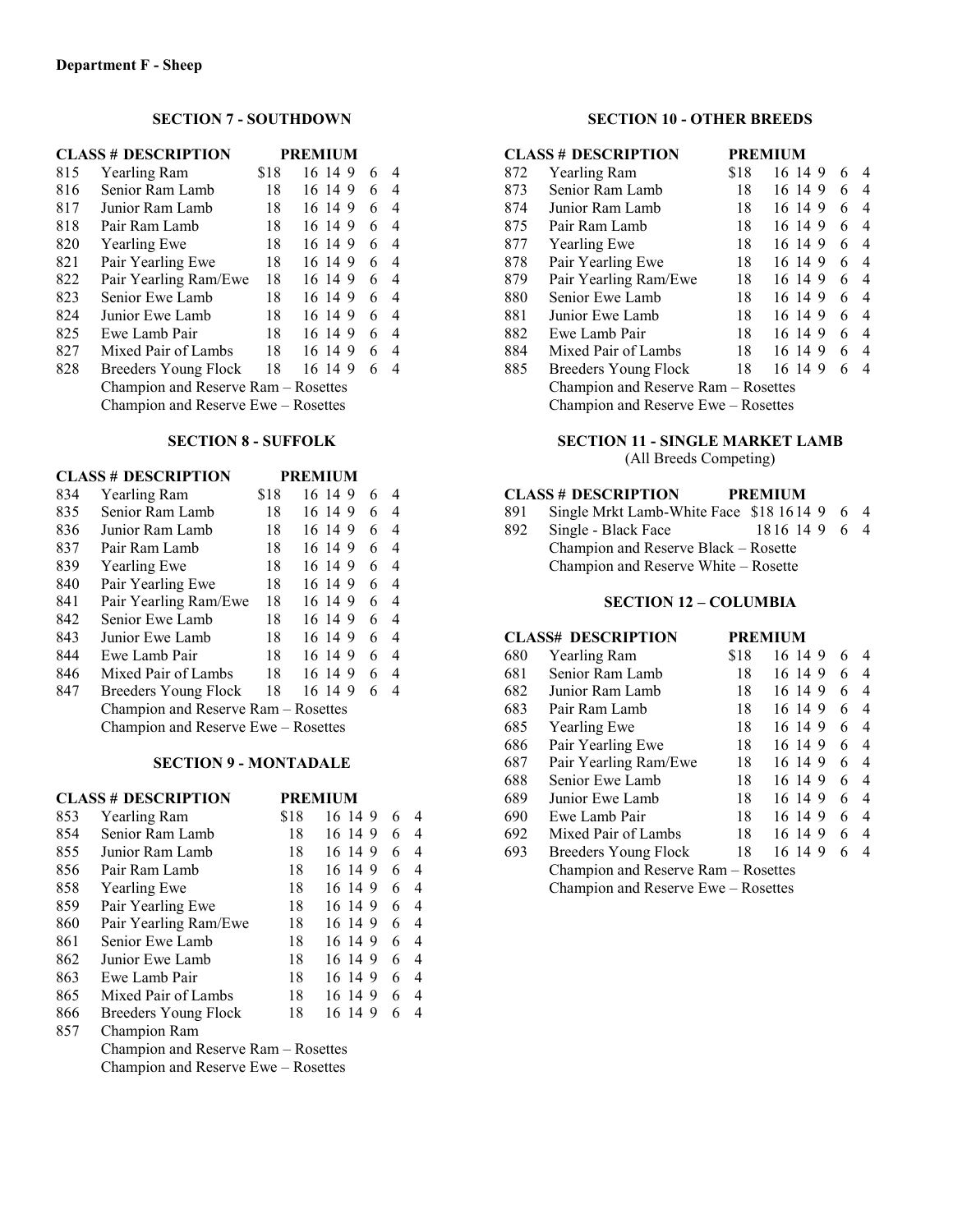**Department F - Sheep**

### SECTION 7 - SOUTHDOWN

| CLASS # | DESCRIPTION | PREMIUM | | | | |
|---|---|---|---|---|---|---|
| 815 | Yearling Ram | $18 | 16 | 14 9 | 6 | 4 |
| 816 | Senior Ram Lamb | 18 | 16 | 14 9 | 6 | 4 |
| 817 | Junior Ram Lamb | 18 | 16 | 14 9 | 6 | 4 |
| 818 | Pair Ram Lamb | 18 | 16 | 14 9 | 6 | 4 |
| 820 | Yearling Ewe | 18 | 16 | 14 9 | 6 | 4 |
| 821 | Pair Yearling Ewe | 18 | 16 | 14 9 | 6 | 4 |
| 822 | Pair Yearling Ram/Ewe | 18 | 16 | 14 9 | 6 | 4 |
| 823 | Senior Ewe Lamb | 18 | 16 | 14 9 | 6 | 4 |
| 824 | Junior Ewe Lamb | 18 | 16 | 14 9 | 6 | 4 |
| 825 | Ewe Lamb Pair | 18 | 16 | 14 9 | 6 | 4 |
| 827 | Mixed Pair of Lambs | 18 | 16 | 14 9 | 6 | 4 |
| 828 | Breeders Young Flock | 18 | 16 | 14 9 | 6 | 4 |
| | Champion and Reserve Ram – Rosettes | | | | | |
| | Champion and Reserve Ewe – Rosettes | | | | | |

### SECTION 8 - SUFFOLK

| CLASS # | DESCRIPTION | PREMIUM | | | | |
|---|---|---|---|---|---|---|
| 834 | Yearling Ram | $18 | 16 | 14 9 | 6 | 4 |
| 835 | Senior Ram Lamb | 18 | 16 | 14 9 | 6 | 4 |
| 836 | Junior Ram Lamb | 18 | 16 | 14 9 | 6 | 4 |
| 837 | Pair Ram Lamb | 18 | 16 | 14 9 | 6 | 4 |
| 839 | Yearling Ewe | 18 | 16 | 14 9 | 6 | 4 |
| 840 | Pair Yearling Ewe | 18 | 16 | 14 9 | 6 | 4 |
| 841 | Pair Yearling Ram/Ewe | 18 | 16 | 14 9 | 6 | 4 |
| 842 | Senior Ewe Lamb | 18 | 16 | 14 9 | 6 | 4 |
| 843 | Junior Ewe Lamb | 18 | 16 | 14 9 | 6 | 4 |
| 844 | Ewe Lamb Pair | 18 | 16 | 14 9 | 6 | 4 |
| 846 | Mixed Pair of Lambs | 18 | 16 | 14 9 | 6 | 4 |
| 847 | Breeders Young Flock | 18 | 16 | 14 9 | 6 | 4 |
| | Champion and Reserve Ram – Rosettes | | | | | |
| | Champion and Reserve Ewe – Rosettes | | | | | |

### SECTION 9 - MONTADALE

| CLASS # | DESCRIPTION | PREMIUM | | | | |
|---|---|---|---|---|---|---|
| 853 | Yearling Ram | $18 | 16 | 14 9 | 6 | 4 |
| 854 | Senior Ram Lamb | 18 | 16 | 14 9 | 6 | 4 |
| 855 | Junior Ram Lamb | 18 | 16 | 14 9 | 6 | 4 |
| 856 | Pair Ram Lamb | 18 | 16 | 14 9 | 6 | 4 |
| 858 | Yearling Ewe | 18 | 16 | 14 9 | 6 | 4 |
| 859 | Pair Yearling Ewe | 18 | 16 | 14 9 | 6 | 4 |
| 860 | Pair Yearling Ram/Ewe | 18 | 16 | 14 9 | 6 | 4 |
| 861 | Senior Ewe Lamb | 18 | 16 | 14 9 | 6 | 4 |
| 862 | Junior Ewe Lamb | 18 | 16 | 14 9 | 6 | 4 |
| 863 | Ewe Lamb Pair | 18 | 16 | 14 9 | 6 | 4 |
| 865 | Mixed Pair of Lambs | 18 | 16 | 14 9 | 6 | 4 |
| 866 | Breeders Young Flock | 18 | 16 | 14 9 | 6 | 4 |
| 857 | Champion Ram | | | | | |
| | Champion and Reserve Ram – Rosettes | | | | | |
| | Champion and Reserve Ewe – Rosettes | | | | | |

### SECTION 10 - OTHER BREEDS

| CLASS # | DESCRIPTION | PREMIUM | | | | |
|---|---|---|---|---|---|---|
| 872 | Yearling Ram | $18 | 16 | 14 9 | 6 | 4 |
| 873 | Senior Ram Lamb | 18 | 16 | 14 9 | 6 | 4 |
| 874 | Junior Ram Lamb | 18 | 16 | 14 9 | 6 | 4 |
| 875 | Pair Ram Lamb | 18 | 16 | 14 9 | 6 | 4 |
| 877 | Yearling Ewe | 18 | 16 | 14 9 | 6 | 4 |
| 878 | Pair Yearling Ewe | 18 | 16 | 14 9 | 6 | 4 |
| 879 | Pair Yearling Ram/Ewe | 18 | 16 | 14 9 | 6 | 4 |
| 880 | Senior Ewe Lamb | 18 | 16 | 14 9 | 6 | 4 |
| 881 | Junior Ewe Lamb | 18 | 16 | 14 9 | 6 | 4 |
| 882 | Ewe Lamb Pair | 18 | 16 | 14 9 | 6 | 4 |
| 884 | Mixed Pair of Lambs | 18 | 16 | 14 9 | 6 | 4 |
| 885 | Breeders Young Flock | 18 | 16 | 14 9 | 6 | 4 |
| | Champion and Reserve Ram – Rosettes | | | | | |
| | Champion and Reserve Ewe – Rosettes | | | | | |

### SECTION 11 - SINGLE MARKET LAMB

(All Breeds Competing)

| CLASS # | DESCRIPTION | PREMIUM | | | | |
|---|---|---|---|---|---|---|
| 891 | Single Mrkt Lamb-White Face | $18 | 16 | 14 9 | 6 | 4 |
| 892 | Single - Black Face | 18 | 16 | 14 9 | 6 | 4 |
| | Champion and Reserve Black – Rosette | | | | | |
| | Champion and Reserve White – Rosette | | | | | |

### SECTION 12 – COLUMBIA

| CLASS# | DESCRIPTION | PREMIUM | | | | |
|---|---|---|---|---|---|---|
| 680 | Yearling Ram | $18 | 16 | 14 9 | 6 | 4 |
| 681 | Senior Ram Lamb | 18 | 16 | 14 9 | 6 | 4 |
| 682 | Junior Ram Lamb | 18 | 16 | 14 9 | 6 | 4 |
| 683 | Pair Ram Lamb | 18 | 16 | 14 9 | 6 | 4 |
| 685 | Yearling Ewe | 18 | 16 | 14 9 | 6 | 4 |
| 686 | Pair Yearling Ewe | 18 | 16 | 14 9 | 6 | 4 |
| 687 | Pair Yearling Ram/Ewe | 18 | 16 | 14 9 | 6 | 4 |
| 688 | Senior Ewe Lamb | 18 | 16 | 14 9 | 6 | 4 |
| 689 | Junior Ewe Lamb | 18 | 16 | 14 9 | 6 | 4 |
| 690 | Ewe Lamb Pair | 18 | 16 | 14 9 | 6 | 4 |
| 692 | Mixed Pair of Lambs | 18 | 16 | 14 9 | 6 | 4 |
| 693 | Breeders Young Flock | 18 | 16 | 14 9 | 6 | 4 |
| | Champion and Reserve Ram – Rosettes | | | | | |
| | Champion and Reserve Ewe – Rosettes | | | | | |